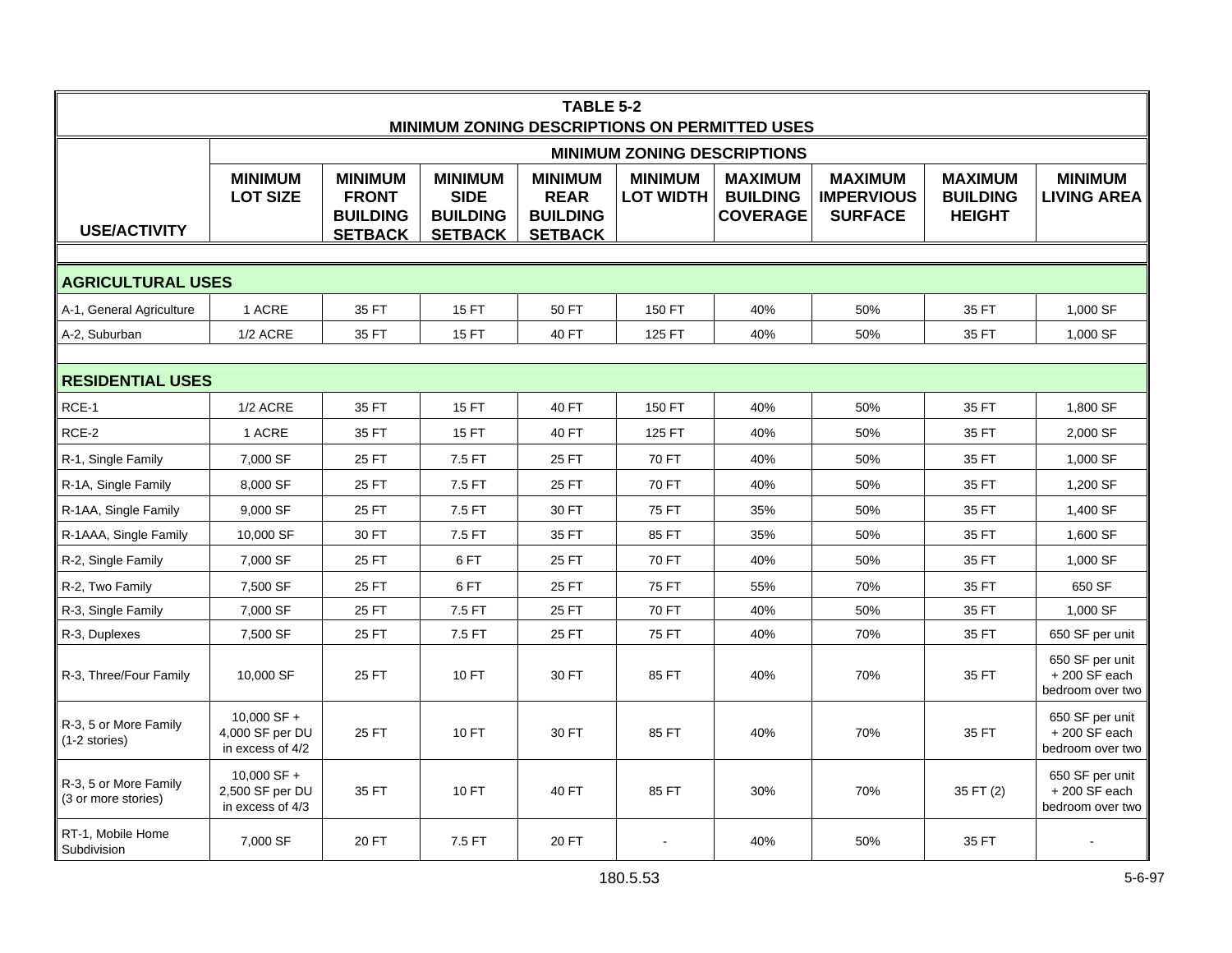| TABLE 5-2 MINIMUM ZONING DESCRIPTIONS ON PERMITTED USES | | | | | | | | | |
|---|---|---|---|---|---|---|---|---|---|
| | MINIMUM ZONING DESCRIPTIONS | | | | | | | | |
| **USE/ACTIVITY** | **MINIMUM LOT SIZE** | **MINIMUM FRONT BUILDING SETBACK** | **MINIMUM SIDE BUILDING SETBACK** | **MINIMUM REAR BUILDING SETBACK** | **MINIMUM LOT WIDTH** | **MAXIMUM BUILDING COVERAGE** | **MAXIMUM IMPERVIOUS SURFACE** | **MAXIMUM BUILDING HEIGHT** | **MINIMUM LIVING AREA** |
| **AGRICULTURAL USES** | | | | | | | | | |
| A-1, General Agriculture | 1 ACRE | 35 FT | 15 FT | 50 FT | 150 FT | 40% | 50% | 35 FT | 1,000 SF |
| A-2, Suburban | 1/2 ACRE | 35 FT | 15 FT | 40 FT | 125 FT | 40% | 50% | 35 FT | 1,000 SF |
| **RESIDENTIAL USES** | | | | | | | | | |
| RCE-1 | 1/2 ACRE | 35 FT | 15 FT | 40 FT | 150 FT | 40% | 50% | 35 FT | 1,800 SF |
| RCE-2 | 1 ACRE | 35 FT | 15 FT | 40 FT | 125 FT | 40% | 50% | 35 FT | 2,000 SF |
| R-1, Single Family | 7,000 SF | 25 FT | 7.5 FT | 25 FT | 70 FT | 40% | 50% | 35 FT | 1,000 SF |
| R-1A, Single Family | 8,000 SF | 25 FT | 7.5 FT | 25 FT | 70 FT | 40% | 50% | 35 FT | 1,200 SF |
| R-1AA, Single Family | 9,000 SF | 25 FT | 7.5 FT | 30 FT | 75 FT | 35% | 50% | 35 FT | 1,400 SF |
| R-1AAA, Single Family | 10,000 SF | 30 FT | 7.5 FT | 35 FT | 85 FT | 35% | 50% | 35 FT | 1,600 SF |
| R-2, Single Family | 7,000 SF | 25 FT | 6 FT | 25 FT | 70 FT | 40% | 50% | 35 FT | 1,000 SF |
| R-2, Two Family | 7,500 SF | 25 FT | 6 FT | 25 FT | 75 FT | 55% | 70% | 35 FT | 650 SF |
| R-3, Single Family | 7,000 SF | 25 FT | 7.5 FT | 25 FT | 70 FT | 40% | 50% | 35 FT | 1,000 SF |
| R-3, Duplexes | 7,500 SF | 25 FT | 7.5 FT | 25 FT | 75 FT | 40% | 70% | 35 FT | 650 SF per unit |
| R-3, Three/Four Family | 10,000 SF | 25 FT | 10 FT | 30 FT | 85 FT | 40% | 70% | 35 FT | 650 SF per unit + 200 SF each bedroom over two |
| R-3, 5 or More Family (1-2 stories) | 10,000 SF + 4,000 SF per DU in excess of 4/2 | 25 FT | 10 FT | 30 FT | 85 FT | 40% | 70% | 35 FT | 650 SF per unit + 200 SF each bedroom over two |
| R-3, 5 or More Family (3 or more stories) | 10,000 SF + 2,500 SF per DU in excess of 4/3 | 35 FT | 10 FT | 40 FT | 85 FT | 30% | 70% | 35 FT (2) | 650 SF per unit + 200 SF each bedroom over two |
| RT-1, Mobile Home Subdivision | 7,000 SF | 20 FT | 7.5 FT | 20 FT | - | 40% | 50% | 35 FT | - |

180.5.53

5-6-97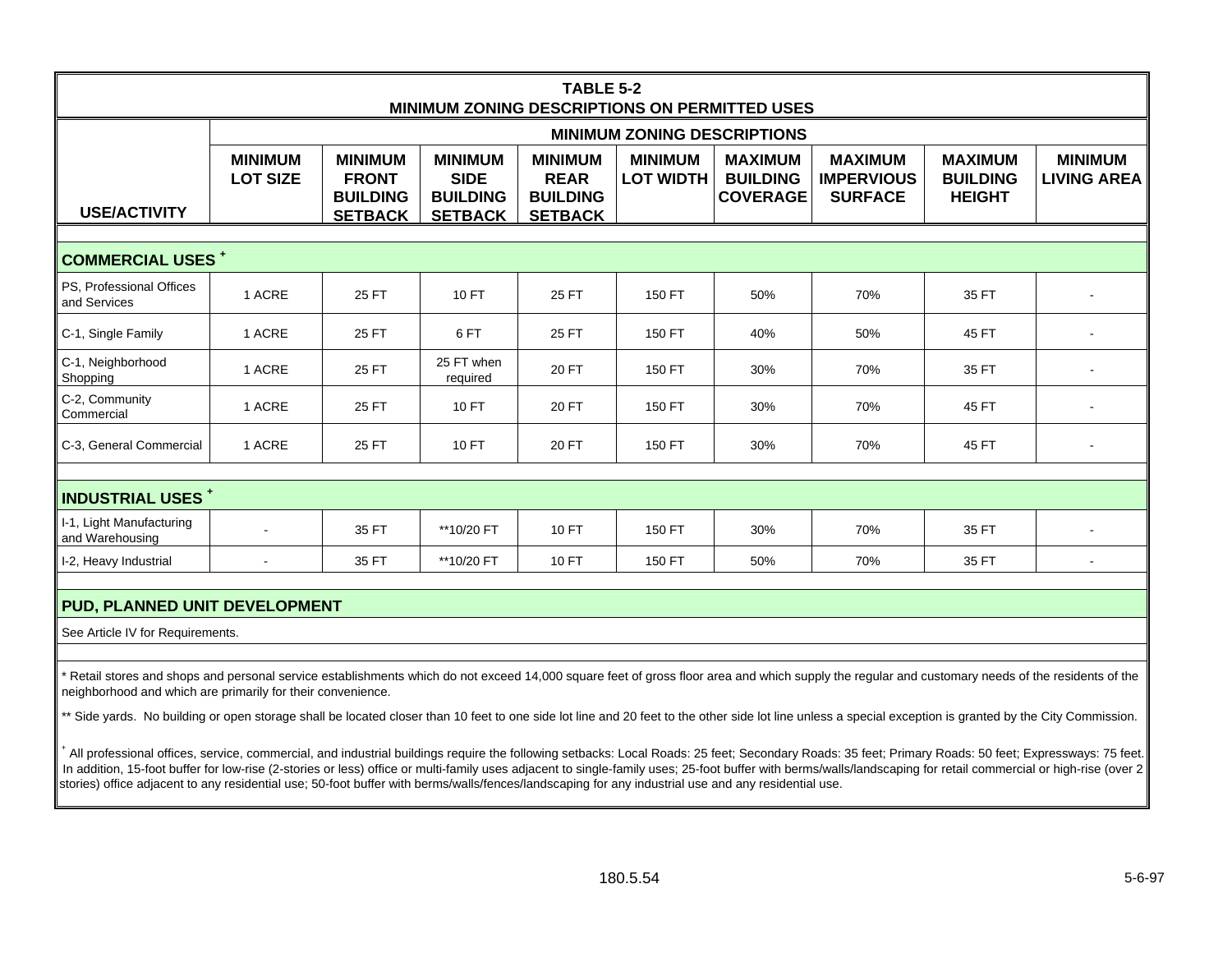**TABLE 5-2**
**MINIMUM ZONING DESCRIPTIONS ON PERMITTED USES**

| | MINIMUM ZONING DESCRIPTIONS | | | | | | | | |
|---|---|---|---|---|---|---|---|---|---|
| **USE/ACTIVITY** | **MINIMUM LOT SIZE** | **MINIMUM FRONT BUILDING SETBACK** | **MINIMUM SIDE BUILDING SETBACK** | **MINIMUM REAR BUILDING SETBACK** | **MINIMUM LOT WIDTH** | **MAXIMUM BUILDING COVERAGE** | **MAXIMUM IMPERVIOUS SURFACE** | **MAXIMUM BUILDING HEIGHT** | **MINIMUM LIVING AREA** |
| **COMMERCIAL USES [+]** | | | | | | | | | |
| PS, Professional Offices and Services | 1 ACRE | 25 FT | 10 FT | 25 FT | 150 FT | 50% | 70% | 35 FT | - |
| C-1, Single Family | 1 ACRE | 25 FT | 6 FT | 25 FT | 150 FT | 40% | 50% | 45 FT | - |
| C-1, Neighborhood Shopping | 1 ACRE | 25 FT | 25 FT when required | 20 FT | 150 FT | 30% | 70% | 35 FT | - |
| C-2, Community Commercial | 1 ACRE | 25 FT | 10 FT | 20 FT | 150 FT | 30% | 70% | 45 FT | - |
| C-3, General Commercial | 1 ACRE | 25 FT | 10 FT | 20 FT | 150 FT | 30% | 70% | 45 FT | - |
| **INDUSTRIAL USES [+]** | | | | | | | | | |
| I-1, Light Manufacturing and Warehousing | - | 35 FT | **10/20 FT | 10 FT | 150 FT | 30% | 70% | 35 FT | - |
| I-2, Heavy Industrial | - | 35 FT | **10/20 FT | 10 FT | 150 FT | 50% | 70% | 35 FT | - |
| **PUD, PLANNED UNIT DEVELOPMENT** | | | | | | | | | |
| See Article IV for Requirements. | | | | | | | | | |

\* Retail stores and shops and personal service establishments which do not exceed 14,000 square feet of gross floor area and which supply the regular and customary needs of the residents of the neighborhood and which are primarily for their convenience.

** Side yards. No building or open storage shall be located closer than 10 feet to one side lot line and 20 feet to the other side lot line unless a special exception is granted by the City Commission.

[+] All professional offices, service, commercial, and industrial buildings require the following setbacks: Local Roads: 25 feet; Secondary Roads: 35 feet; Primary Roads: 50 feet; Expressways: 75 feet. In addition, 15-foot buffer for low-rise (2-stories or less) office or multi-family uses adjacent to single-family uses; 25-foot buffer with berms/walls/landscaping for retail commercial or high-rise (over 2 stories) office adjacent to any residential use; 50-foot buffer with berms/walls/fences/landscaping for any industrial use and any residential use.

180.5.54 5-6-97